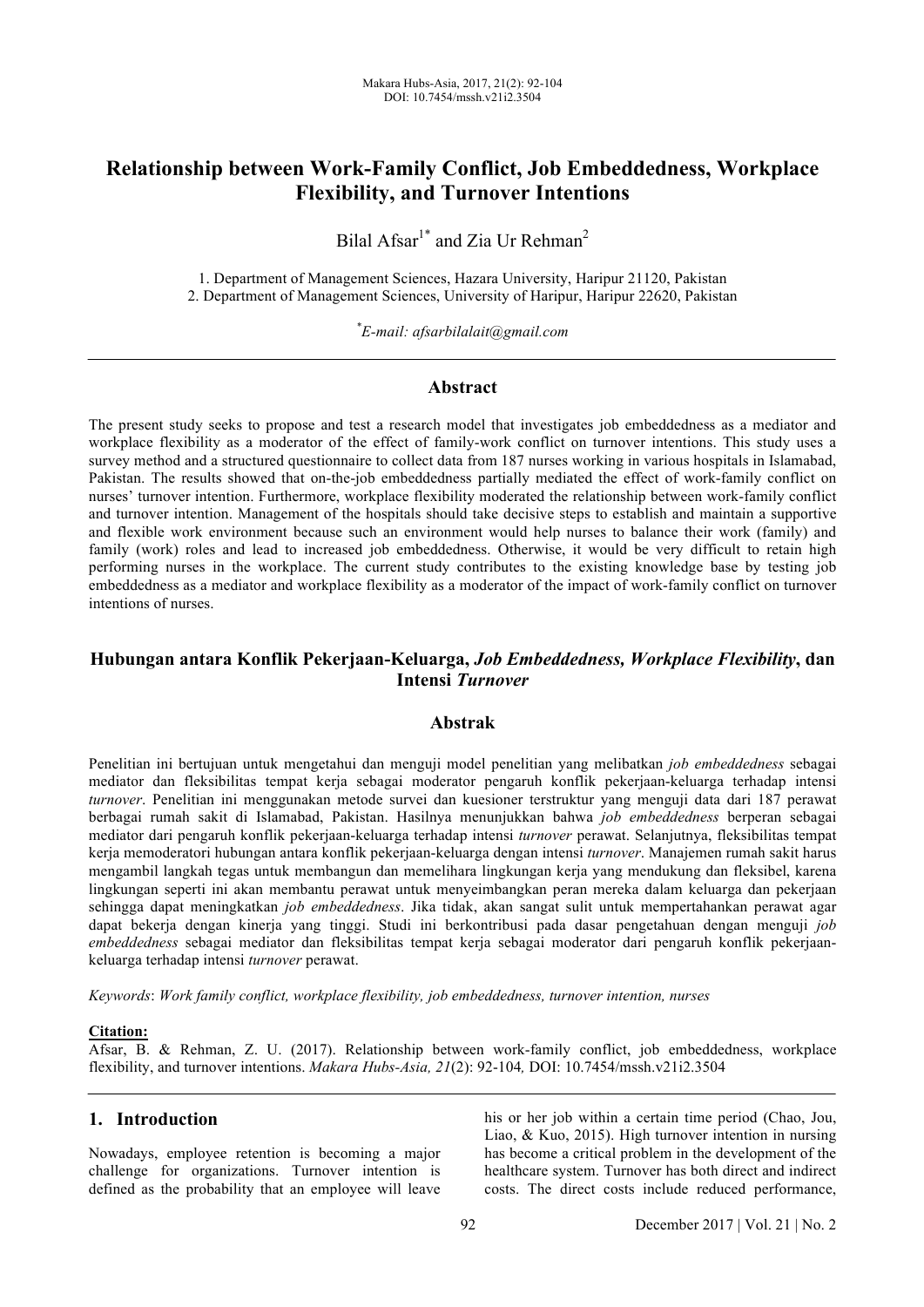# Relationship between Work-Family Conflict, Job Embeddedness, Workplace Flexibility, and Turnover Intentions

Bilal Afsar[1*] and Zia Ur Rehman[2]

1. Department of Management Sciences, Hazara University, Haripur 21120, Pakistan
2. Department of Management Sciences, University of Haripur, Haripur 22620, Pakistan

*E-mail: afsarbilalait@gmail.com

## Abstract

The present study seeks to propose and test a research model that investigates job embeddedness as a mediator and workplace flexibility as a moderator of the effect of family-work conflict on turnover intentions. This study uses a survey method and a structured questionnaire to collect data from 187 nurses working in various hospitals in Islamabad, Pakistan. The results showed that on-the-job embeddedness partially mediated the effect of work-family conflict on nurses' turnover intention. Furthermore, workplace flexibility moderated the relationship between work-family conflict and turnover intention. Management of the hospitals should take decisive steps to establish and maintain a supportive and flexible work environment because such an environment would help nurses to balance their work (family) and family (work) roles and lead to increased job embeddedness. Otherwise, it would be very difficult to retain high performing nurses in the workplace. The current study contributes to the existing knowledge base by testing job embeddedness as a mediator and workplace flexibility as a moderator of the impact of work-family conflict on turnover intentions of nurses.

## Hubungan antara Konflik Pekerjaan-Keluarga, *Job Embeddedness, Workplace Flexibility*, dan Intensi *Turnover*

## Abstrak

Penelitian ini bertujuan untuk mengetahui dan menguji model penelitian yang melibatkan *job embeddedness* sebagai mediator dan fleksibilitas tempat kerja sebagai moderator pengaruh konflik pekerjaan-keluarga terhadap intensi *turnover*. Penelitian ini menggunakan metode survei dan kuesioner terstruktur yang menguji data dari 187 perawat berbagai rumah sakit di Islamabad, Pakistan. Hasilnya menunjukkan bahwa *job embeddedness* berperan sebagai mediator dari pengaruh konflik pekerjaan-keluarga terhadap intensi *turnover* perawat. Selanjutnya, fleksibilitas tempat kerja memoderatori hubungan antara konflik pekerjaan-keluarga dengan intensi *turnover*. Manajemen rumah sakit harus mengambil langkah tegas untuk membangun dan memelihara lingkungan kerja yang mendukung dan fleksibel, karena lingkungan seperti ini akan membantu perawat untuk menyeimbangkan peran mereka dalam keluarga dan pekerjaan sehingga dapat meningkatkan *job embeddedness*. Jika tidak, akan sangat sulit untuk mempertahankan perawat agar dapat bekerja dengan kinerja yang tinggi. Studi ini berkontribusi pada dasar pengetahuan dengan menguji *job embeddedness* sebagai mediator dan fleksibilitas tempat kerja sebagai moderator dari pengaruh konflik pekerjaan-keluarga terhadap intensi *turnover* perawat.

*Keywords*: *Work family conflict, workplace flexibility, job embeddedness, turnover intention, nurses*

**Citation:**
Afsar, B. & Rehman, Z. U. (2017). Relationship between work-family conflict, job embeddedness, workplace flexibility, and turnover intentions. *Makara Hubs-Asia, 21*(2): 92-104, DOI: 10.7454/mssh.v21i2.3504

## 1. Introduction

Nowadays, employee retention is becoming a major challenge for organizations. Turnover intention is defined as the probability that an employee will leave his or her job within a certain time period (Chao, Jou, Liao, & Kuo, 2015). High turnover intention in nursing has become a critical problem in the development of the healthcare system. Turnover has both direct and indirect costs. The direct costs include reduced performance,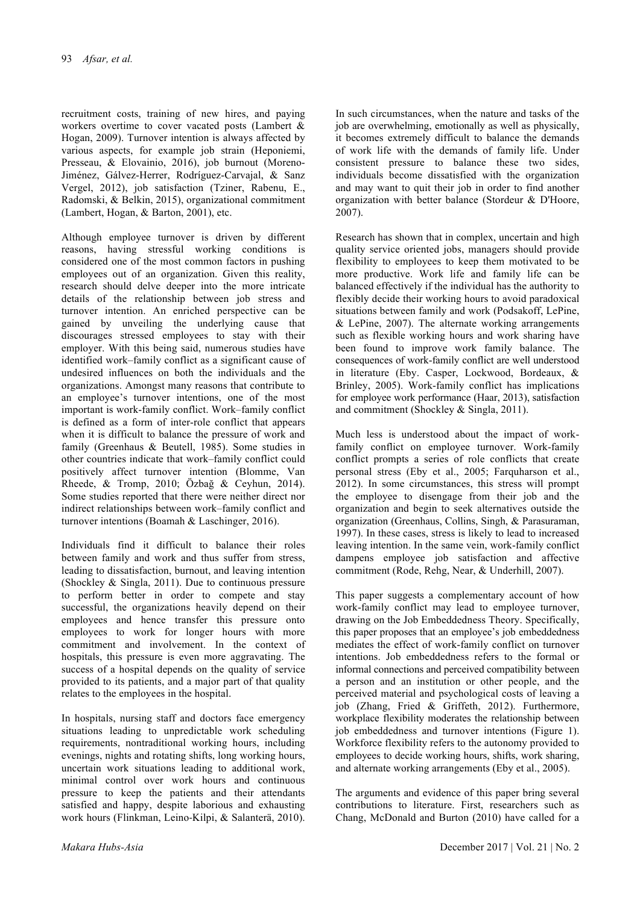recruitment costs, training of new hires, and paying workers overtime to cover vacated posts (Lambert & Hogan, 2009). Turnover intention is always affected by various aspects, for example job strain (Heponiemi, Presseau, & Elovainio, 2016), job burnout (Moreno-Jiménez, Gálvez-Herrer, Rodríguez-Carvajal, & Sanz Vergel, 2012), job satisfaction (Tziner, Rabenu, E., Radomski, & Belkin, 2015), organizational commitment (Lambert, Hogan, & Barton, 2001), etc.

Although employee turnover is driven by different reasons, having stressful working conditions is considered one of the most common factors in pushing employees out of an organization. Given this reality, research should delve deeper into the more intricate details of the relationship between job stress and turnover intention. An enriched perspective can be gained by unveiling the underlying cause that discourages stressed employees to stay with their employer. With this being said, numerous studies have identified work–family conflict as a significant cause of undesired influences on both the individuals and the organizations. Amongst many reasons that contribute to an employee's turnover intentions, one of the most important is work-family conflict. Work–family conflict is defined as a form of inter-role conflict that appears when it is difficult to balance the pressure of work and family (Greenhaus & Beutell, 1985). Some studies in other countries indicate that work–family conflict could positively affect turnover intention (Blomme, Van Rheede, & Tromp, 2010; Özbağ & Ceyhun, 2014). Some studies reported that there were neither direct nor indirect relationships between work–family conflict and turnover intentions (Boamah & Laschinger, 2016).

Individuals find it difficult to balance their roles between family and work and thus suffer from stress, leading to dissatisfaction, burnout, and leaving intention (Shockley & Singla, 2011). Due to continuous pressure to perform better in order to compete and stay successful, the organizations heavily depend on their employees and hence transfer this pressure onto employees to work for longer hours with more commitment and involvement. In the context of hospitals, this pressure is even more aggravating. The success of a hospital depends on the quality of service provided to its patients, and a major part of that quality relates to the employees in the hospital.

In hospitals, nursing staff and doctors face emergency situations leading to unpredictable work scheduling requirements, nontraditional working hours, including evenings, nights and rotating shifts, long working hours, uncertain work situations leading to additional work, minimal control over work hours and continuous pressure to keep the patients and their attendants satisfied and happy, despite laborious and exhausting work hours (Flinkman, Leino-Kilpi, & Salanterä, 2010). In such circumstances, when the nature and tasks of the job are overwhelming, emotionally as well as physically, it becomes extremely difficult to balance the demands of work life with the demands of family life. Under consistent pressure to balance these two sides, individuals become dissatisfied with the organization and may want to quit their job in order to find another organization with better balance (Stordeur & D'Hoore, 2007).

Research has shown that in complex, uncertain and high quality service oriented jobs, managers should provide flexibility to employees to keep them motivated to be more productive. Work life and family life can be balanced effectively if the individual has the authority to flexibly decide their working hours to avoid paradoxical situations between family and work (Podsakoff, LePine, & LePine, 2007). The alternate working arrangements such as flexible working hours and work sharing have been found to improve work family balance. The consequences of work-family conflict are well understood in literature (Eby. Casper, Lockwood, Bordeaux, & Brinley, 2005). Work-family conflict has implications for employee work performance (Haar, 2013), satisfaction and commitment (Shockley & Singla, 2011).

Much less is understood about the impact of work-family conflict on employee turnover. Work-family conflict prompts a series of role conflicts that create personal stress (Eby et al., 2005; Farquharson et al., 2012). In some circumstances, this stress will prompt the employee to disengage from their job and the organization and begin to seek alternatives outside the organization (Greenhaus, Collins, Singh, & Parasuraman, 1997). In these cases, stress is likely to lead to increased leaving intention. In the same vein, work-family conflict dampens employee job satisfaction and affective commitment (Rode, Rehg, Near, & Underhill, 2007).

This paper suggests a complementary account of how work-family conflict may lead to employee turnover, drawing on the Job Embeddedness Theory. Specifically, this paper proposes that an employee's job embeddedness mediates the effect of work-family conflict on turnover intentions. Job embeddedness refers to the formal or informal connections and perceived compatibility between a person and an institution or other people, and the perceived material and psychological costs of leaving a job (Zhang, Fried & Griffeth, 2012). Furthermore, workplace flexibility moderates the relationship between job embeddedness and turnover intentions (Figure 1). Workforce flexibility refers to the autonomy provided to employees to decide working hours, shifts, work sharing, and alternate working arrangements (Eby et al., 2005).

The arguments and evidence of this paper bring several contributions to literature. First, researchers such as Chang, McDonald and Burton (2010) have called for a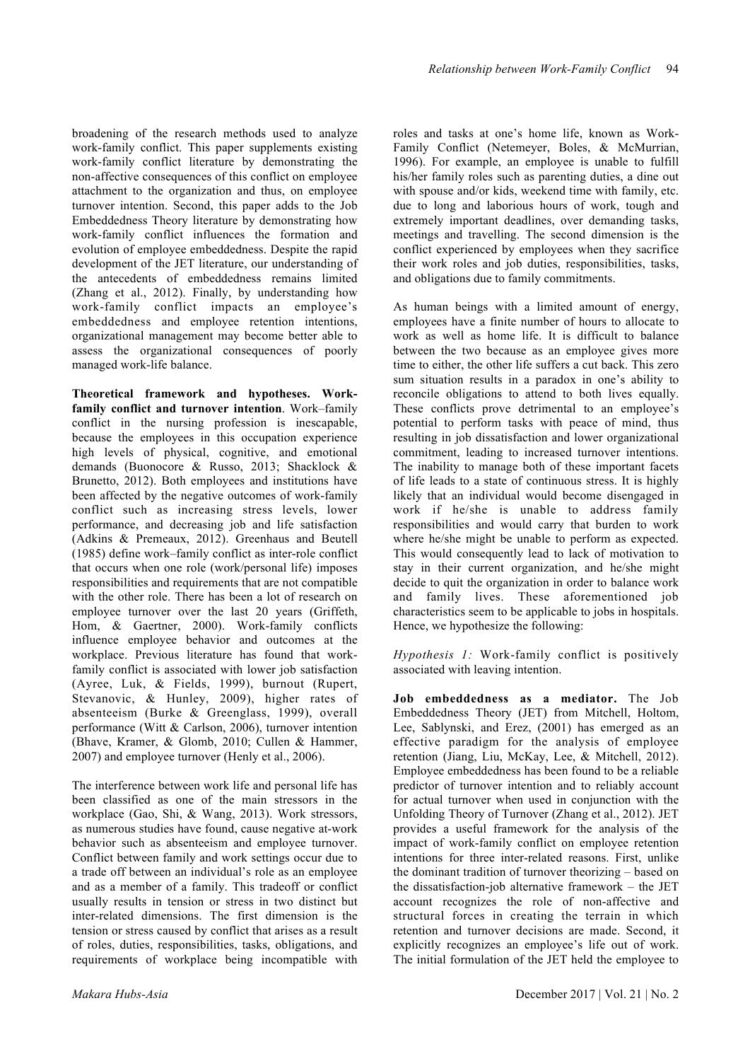broadening of the research methods used to analyze work-family conflict. This paper supplements existing work-family conflict literature by demonstrating the non-affective consequences of this conflict on employee attachment to the organization and thus, on employee turnover intention. Second, this paper adds to the Job Embeddedness Theory literature by demonstrating how work-family conflict influences the formation and evolution of employee embeddedness. Despite the rapid development of the JET literature, our understanding of the antecedents of embeddedness remains limited (Zhang et al., 2012). Finally, by understanding how work-family conflict impacts an employee's embeddedness and employee retention intentions, organizational management may become better able to assess the organizational consequences of poorly managed work-life balance.

**Theoretical framework and hypotheses. Work-family conflict and turnover intention**. Work–family conflict in the nursing profession is inescapable, because the employees in this occupation experience high levels of physical, cognitive, and emotional demands (Buonocore & Russo, 2013; Shacklock & Brunetto, 2012). Both employees and institutions have been affected by the negative outcomes of work-family conflict such as increasing stress levels, lower performance, and decreasing job and life satisfaction (Adkins & Premeaux, 2012). Greenhaus and Beutell (1985) define work–family conflict as inter-role conflict that occurs when one role (work/personal life) imposes responsibilities and requirements that are not compatible with the other role. There has been a lot of research on employee turnover over the last 20 years (Griffeth, Hom, & Gaertner, 2000). Work-family conflicts influence employee behavior and outcomes at the workplace. Previous literature has found that work-family conflict is associated with lower job satisfaction (Ayree, Luk, & Fields, 1999), burnout (Rupert, Stevanovic, & Hunley, 2009), higher rates of absenteeism (Burke & Greenglass, 1999), overall performance (Witt & Carlson, 2006), turnover intention (Bhave, Kramer, & Glomb, 2010; Cullen & Hammer, 2007) and employee turnover (Henly et al., 2006).

The interference between work life and personal life has been classified as one of the main stressors in the workplace (Gao, Shi, & Wang, 2013). Work stressors, as numerous studies have found, cause negative at-work behavior such as absenteeism and employee turnover. Conflict between family and work settings occur due to a trade off between an individual's role as an employee and as a member of a family. This tradeoff or conflict usually results in tension or stress in two distinct but inter-related dimensions. The first dimension is the tension or stress caused by conflict that arises as a result of roles, duties, responsibilities, tasks, obligations, and requirements of workplace being incompatible with roles and tasks at one's home life, known as Work-Family Conflict (Netemeyer, Boles, & McMurrian, 1996). For example, an employee is unable to fulfill his/her family roles such as parenting duties, a dine out with spouse and/or kids, weekend time with family, etc. due to long and laborious hours of work, tough and extremely important deadlines, over demanding tasks, meetings and travelling. The second dimension is the conflict experienced by employees when they sacrifice their work roles and job duties, responsibilities, tasks, and obligations due to family commitments.

As human beings with a limited amount of energy, employees have a finite number of hours to allocate to work as well as home life. It is difficult to balance between the two because as an employee gives more time to either, the other life suffers a cut back. This zero sum situation results in a paradox in one's ability to reconcile obligations to attend to both lives equally. These conflicts prove detrimental to an employee's potential to perform tasks with peace of mind, thus resulting in job dissatisfaction and lower organizational commitment, leading to increased turnover intentions. The inability to manage both of these important facets of life leads to a state of continuous stress. It is highly likely that an individual would become disengaged in work if he/she is unable to address family responsibilities and would carry that burden to work where he/she might be unable to perform as expected. This would consequently lead to lack of motivation to stay in their current organization, and he/she might decide to quit the organization in order to balance work and family lives. These aforementioned job characteristics seem to be applicable to jobs in hospitals. Hence, we hypothesize the following:

*Hypothesis 1:* Work-family conflict is positively associated with leaving intention.

**Job embeddedness as a mediator.** The Job Embeddedness Theory (JET) from Mitchell, Holtom, Lee, Sablynski, and Erez, (2001) has emerged as an effective paradigm for the analysis of employee retention (Jiang, Liu, McKay, Lee, & Mitchell, 2012). Employee embeddedness has been found to be a reliable predictor of turnover intention and to reliably account for actual turnover when used in conjunction with the Unfolding Theory of Turnover (Zhang et al., 2012). JET provides a useful framework for the analysis of the impact of work-family conflict on employee retention intentions for three inter-related reasons. First, unlike the dominant tradition of turnover theorizing – based on the dissatisfaction-job alternative framework – the JET account recognizes the role of non-affective and structural forces in creating the terrain in which retention and turnover decisions are made. Second, it explicitly recognizes an employee's life out of work. The initial formulation of the JET held the employee to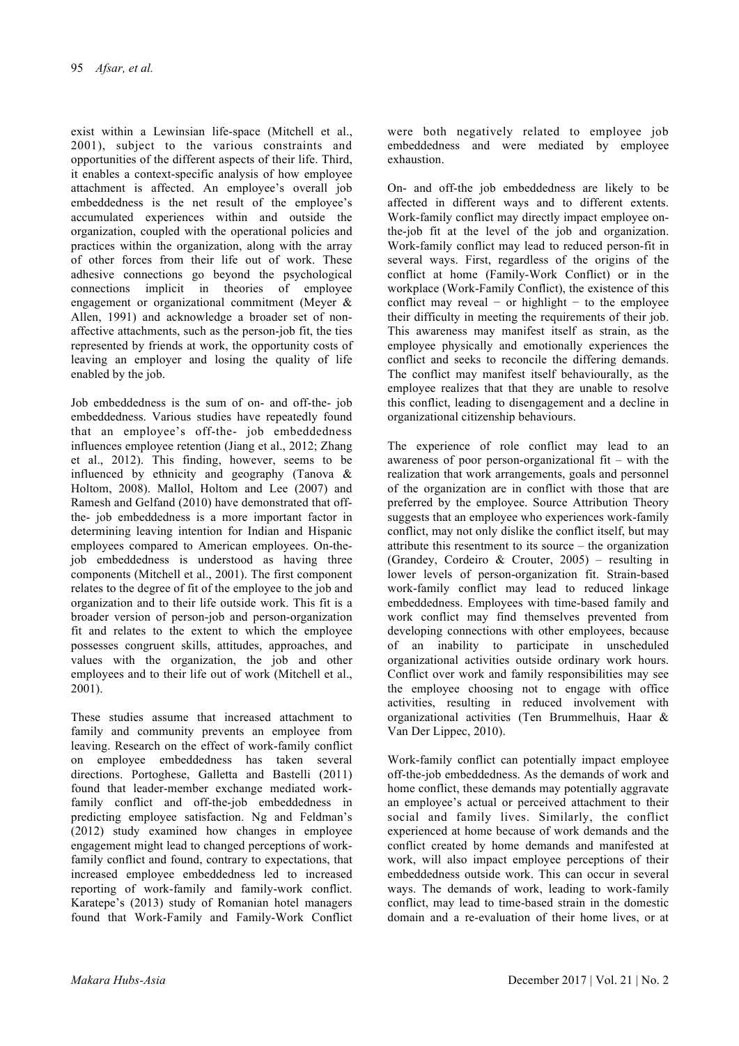exist within a Lewinsian life-space (Mitchell et al., 2001), subject to the various constraints and opportunities of the different aspects of their life. Third, it enables a context-specific analysis of how employee attachment is affected. An employee's overall job embeddedness is the net result of the employee's accumulated experiences within and outside the organization, coupled with the operational policies and practices within the organization, along with the array of other forces from their life out of work. These adhesive connections go beyond the psychological connections implicit in theories of employee engagement or organizational commitment (Meyer & Allen, 1991) and acknowledge a broader set of non-affective attachments, such as the person-job fit, the ties represented by friends at work, the opportunity costs of leaving an employer and losing the quality of life enabled by the job.

Job embeddedness is the sum of on- and off-the- job embeddedness. Various studies have repeatedly found that an employee's off-the- job embeddedness influences employee retention (Jiang et al., 2012; Zhang et al., 2012). This finding, however, seems to be influenced by ethnicity and geography (Tanova & Holtom, 2008). Mallol, Holtom and Lee (2007) and Ramesh and Gelfand (2010) have demonstrated that off-the- job embeddedness is a more important factor in determining leaving intention for Indian and Hispanic employees compared to American employees. On-the-job embeddedness is understood as having three components (Mitchell et al., 2001). The first component relates to the degree of fit of the employee to the job and organization and to their life outside work. This fit is a broader version of person-job and person-organization fit and relates to the extent to which the employee possesses congruent skills, attitudes, approaches, and values with the organization, the job and other employees and to their life out of work (Mitchell et al., 2001).

These studies assume that increased attachment to family and community prevents an employee from leaving. Research on the effect of work-family conflict on employee embeddedness has taken several directions. Portoghese, Galletta and Bastelli (2011) found that leader-member exchange mediated work-family conflict and off-the-job embeddedness in predicting employee satisfaction. Ng and Feldman's (2012) study examined how changes in employee engagement might lead to changed perceptions of work-family conflict and found, contrary to expectations, that increased employee embeddedness led to increased reporting of work-family and family-work conflict. Karatepe's (2013) study of Romanian hotel managers found that Work-Family and Family-Work Conflict were both negatively related to employee job embeddedness and were mediated by employee exhaustion.

On- and off-the job embeddedness are likely to be affected in different ways and to different extents. Work-family conflict may directly impact employee on-the-job fit at the level of the job and organization. Work-family conflict may lead to reduced person-fit in several ways. First, regardless of the origins of the conflict at home (Family-Work Conflict) or in the workplace (Work-Family Conflict), the existence of this conflict may reveal − or highlight − to the employee their difficulty in meeting the requirements of their job. This awareness may manifest itself as strain, as the employee physically and emotionally experiences the conflict and seeks to reconcile the differing demands. The conflict may manifest itself behaviourally, as the employee realizes that that they are unable to resolve this conflict, leading to disengagement and a decline in organizational citizenship behaviours.

The experience of role conflict may lead to an awareness of poor person-organizational fit – with the realization that work arrangements, goals and personnel of the organization are in conflict with those that are preferred by the employee. Source Attribution Theory suggests that an employee who experiences work-family conflict, may not only dislike the conflict itself, but may attribute this resentment to its source – the organization (Grandey, Cordeiro & Crouter, 2005) – resulting in lower levels of person-organization fit. Strain-based work-family conflict may lead to reduced linkage embeddedness. Employees with time-based family and work conflict may find themselves prevented from developing connections with other employees, because of an inability to participate in unscheduled organizational activities outside ordinary work hours. Conflict over work and family responsibilities may see the employee choosing not to engage with office activities, resulting in reduced involvement with organizational activities (Ten Brummelhuis, Haar & Van Der Lippec, 2010).

Work-family conflict can potentially impact employee off-the-job embeddedness. As the demands of work and home conflict, these demands may potentially aggravate an employee's actual or perceived attachment to their social and family lives. Similarly, the conflict experienced at home because of work demands and the conflict created by home demands and manifested at work, will also impact employee perceptions of their embeddedness outside work. This can occur in several ways. The demands of work, leading to work-family conflict, may lead to time-based strain in the domestic domain and a re-evaluation of their home lives, or at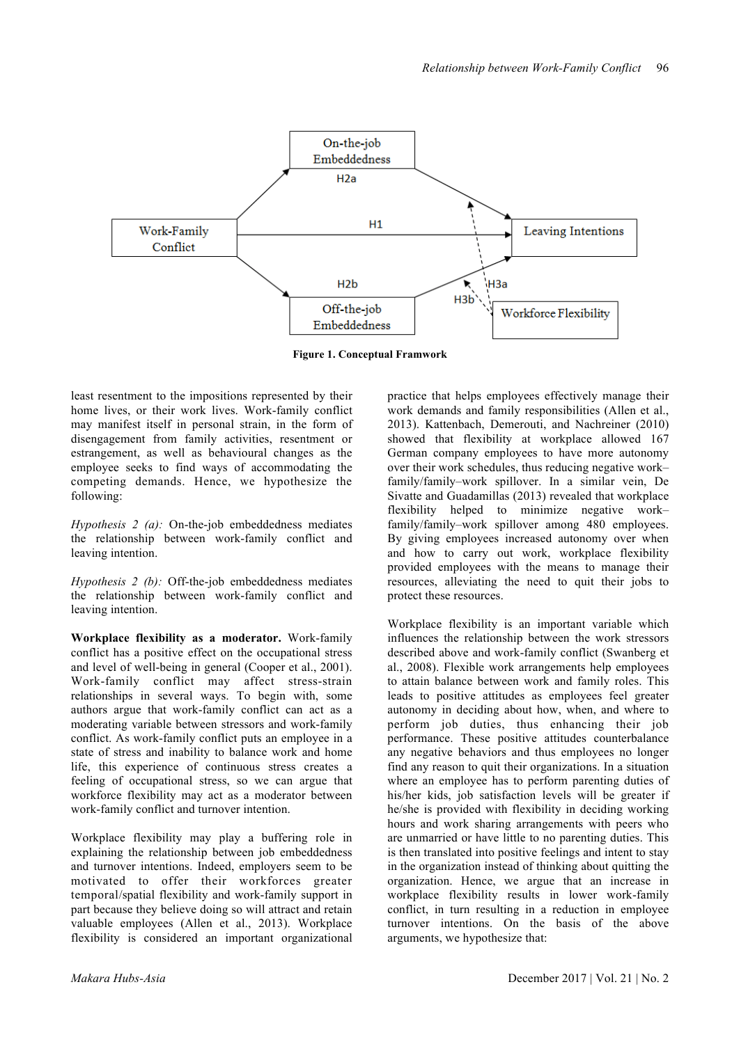Figure 1. Conceptual Framwork

least resentment to the impositions represented by their home lives, or their work lives. Work-family conflict may manifest itself in personal strain, in the form of disengagement from family activities, resentment or estrangement, as well as behavioural changes as the employee seeks to find ways of accommodating the competing demands. Hence, we hypothesize the following:

*Hypothesis 2 (a):* On-the-job embeddedness mediates the relationship between work-family conflict and leaving intention.

*Hypothesis 2 (b):* Off-the-job embeddedness mediates the relationship between work-family conflict and leaving intention.

**Workplace flexibility as a moderator.** Work-family conflict has a positive effect on the occupational stress and level of well-being in general (Cooper et al., 2001). Work-family conflict may affect stress-strain relationships in several ways. To begin with, some authors argue that work-family conflict can act as a moderating variable between stressors and work-family conflict. As work-family conflict puts an employee in a state of stress and inability to balance work and home life, this experience of continuous stress creates a feeling of occupational stress, so we can argue that workforce flexibility may act as a moderator between work-family conflict and turnover intention.

Workplace flexibility may play a buffering role in explaining the relationship between job embeddedness and turnover intentions. Indeed, employers seem to be motivated to offer their workforces greater temporal/spatial flexibility and work-family support in part because they believe doing so will attract and retain valuable employees (Allen et al., 2013). Workplace flexibility is considered an important organizational practice that helps employees effectively manage their work demands and family responsibilities (Allen et al., 2013). Kattenbach, Demerouti, and Nachreiner (2010) showed that flexibility at workplace allowed 167 German company employees to have more autonomy over their work schedules, thus reducing negative work–family/family–work spillover. In a similar vein, De Sivatte and Guadamillas (2013) revealed that workplace flexibility helped to minimize negative work–family/family–work spillover among 480 employees. By giving employees increased autonomy over when and how to carry out work, workplace flexibility provided employees with the means to manage their resources, alleviating the need to quit their jobs to protect these resources.

Workplace flexibility is an important variable which influences the relationship between the work stressors described above and work-family conflict (Swanberg et al., 2008). Flexible work arrangements help employees to attain balance between work and family roles. This leads to positive attitudes as employees feel greater autonomy in deciding about how, when, and where to perform job duties, thus enhancing their job performance. These positive attitudes counterbalance any negative behaviors and thus employees no longer find any reason to quit their organizations. In a situation where an employee has to perform parenting duties of his/her kids, job satisfaction levels will be greater if he/she is provided with flexibility in deciding working hours and work sharing arrangements with peers who are unmarried or have little to no parenting duties. This is then translated into positive feelings and intent to stay in the organization instead of thinking about quitting the organization. Hence, we argue that an increase in workplace flexibility results in lower work-family conflict, in turn resulting in a reduction in employee turnover intentions. On the basis of the above arguments, we hypothesize that: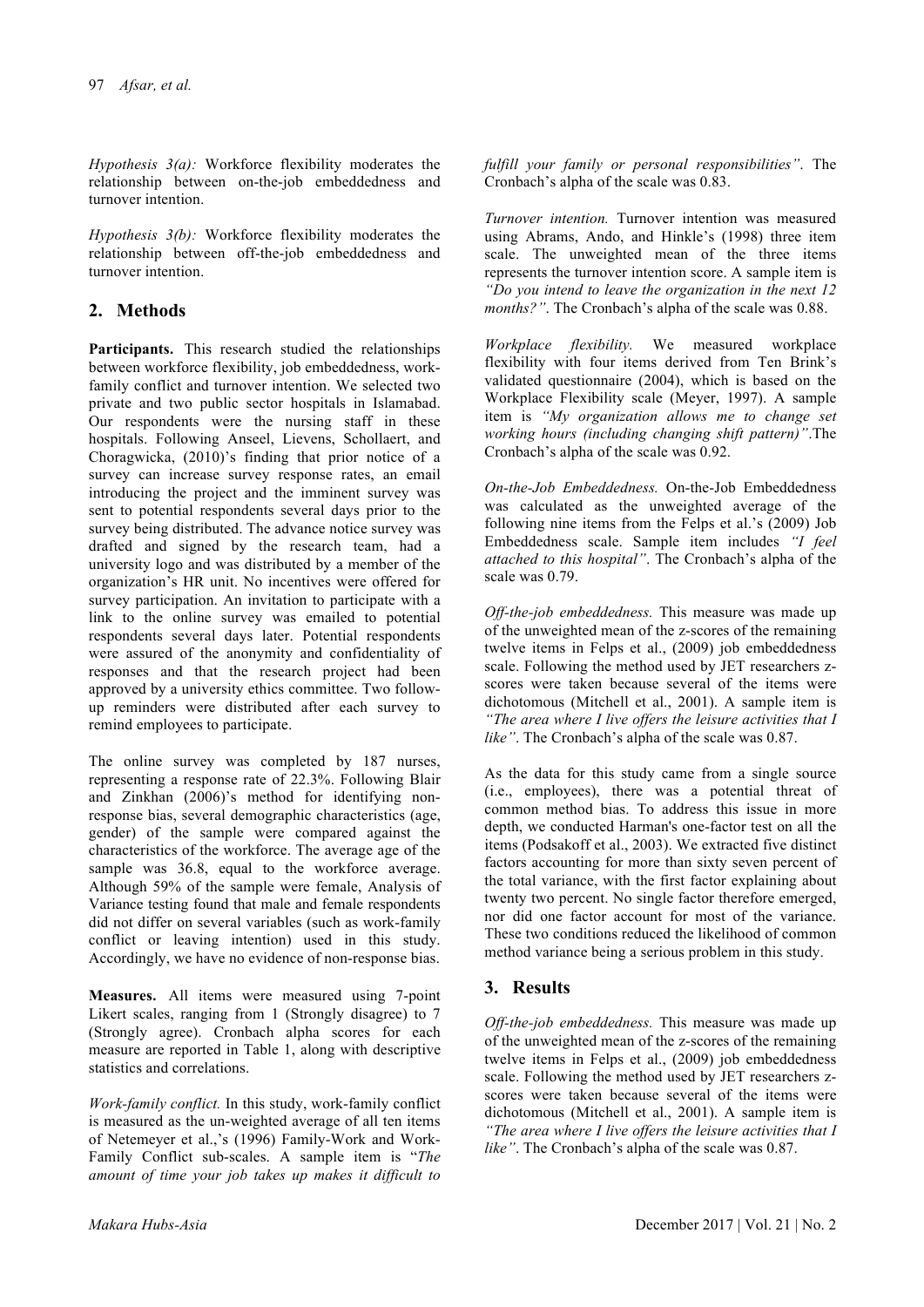*Hypothesis 3(a):* Workforce flexibility moderates the relationship between on-the-job embeddedness and turnover intention.

*Hypothesis 3(b):* Workforce flexibility moderates the relationship between off-the-job embeddedness and turnover intention.

## 2. Methods

**Participants.** This research studied the relationships between workforce flexibility, job embeddedness, work-family conflict and turnover intention. We selected two private and two public sector hospitals in Islamabad. Our respondents were the nursing staff in these hospitals. Following Anseel, Lievens, Schollaert, and Choragwicka, (2010)'s finding that prior notice of a survey can increase survey response rates, an email introducing the project and the imminent survey was sent to potential respondents several days prior to the survey being distributed. The advance notice survey was drafted and signed by the research team, had a university logo and was distributed by a member of the organization's HR unit. No incentives were offered for survey participation. An invitation to participate with a link to the online survey was emailed to potential respondents several days later. Potential respondents were assured of the anonymity and confidentiality of responses and that the research project had been approved by a university ethics committee. Two follow-up reminders were distributed after each survey to remind employees to participate.

The online survey was completed by 187 nurses, representing a response rate of 22.3%. Following Blair and Zinkhan (2006)'s method for identifying non-response bias, several demographic characteristics (age, gender) of the sample were compared against the characteristics of the workforce. The average age of the sample was 36.8, equal to the workforce average. Although 59% of the sample were female, Analysis of Variance testing found that male and female respondents did not differ on several variables (such as work-family conflict or leaving intention) used in this study. Accordingly, we have no evidence of non-response bias.

**Measures.** All items were measured using 7-point Likert scales, ranging from 1 (Strongly disagree) to 7 (Strongly agree). Cronbach alpha scores for each measure are reported in Table 1, along with descriptive statistics and correlations.

*Work-family conflict.* In this study, work-family conflict is measured as the un-weighted average of all ten items of Netemeyer et al.,'s (1996) Family-Work and Work-Family Conflict sub-scales. A sample item is "*The amount of time your job takes up makes it difficult to fulfill your family or personal responsibilities"*. The Cronbach's alpha of the scale was 0.83.

*Turnover intention.* Turnover intention was measured using Abrams, Ando, and Hinkle's (1998) three item scale. The unweighted mean of the three items represents the turnover intention score. A sample item is *"Do you intend to leave the organization in the next 12 months?"*. The Cronbach's alpha of the scale was 0.88.

*Workplace flexibility.* We measured workplace flexibility with four items derived from Ten Brink's validated questionnaire (2004), which is based on the Workplace Flexibility scale (Meyer, 1997). A sample item is *"My organization allows me to change set working hours (including changing shift pattern)"*.The Cronbach's alpha of the scale was 0.92.

*On-the-Job Embeddedness.* On-the-Job Embeddedness was calculated as the unweighted average of the following nine items from the Felps et al.'s (2009) Job Embeddedness scale. Sample item includes *"I feel attached to this hospital"*. The Cronbach's alpha of the scale was 0.79.

*Off-the-job embeddedness.* This measure was made up of the unweighted mean of the z-scores of the remaining twelve items in Felps et al., (2009) job embeddedness scale. Following the method used by JET researchers z-scores were taken because several of the items were dichotomous (Mitchell et al., 2001). A sample item is *"The area where I live offers the leisure activities that I like"*. The Cronbach's alpha of the scale was 0.87.

As the data for this study came from a single source (i.e., employees), there was a potential threat of common method bias. To address this issue in more depth, we conducted Harman's one-factor test on all the items (Podsakoff et al., 2003). We extracted five distinct factors accounting for more than sixty seven percent of the total variance, with the first factor explaining about twenty two percent. No single factor therefore emerged, nor did one factor account for most of the variance. These two conditions reduced the likelihood of common method variance being a serious problem in this study.

## 3. Results

*Off-the-job embeddedness.* This measure was made up of the unweighted mean of the z-scores of the remaining twelve items in Felps et al., (2009) job embeddedness scale. Following the method used by JET researchers z-scores were taken because several of the items were dichotomous (Mitchell et al., 2001). A sample item is *"The area where I live offers the leisure activities that I like"*. The Cronbach's alpha of the scale was 0.87.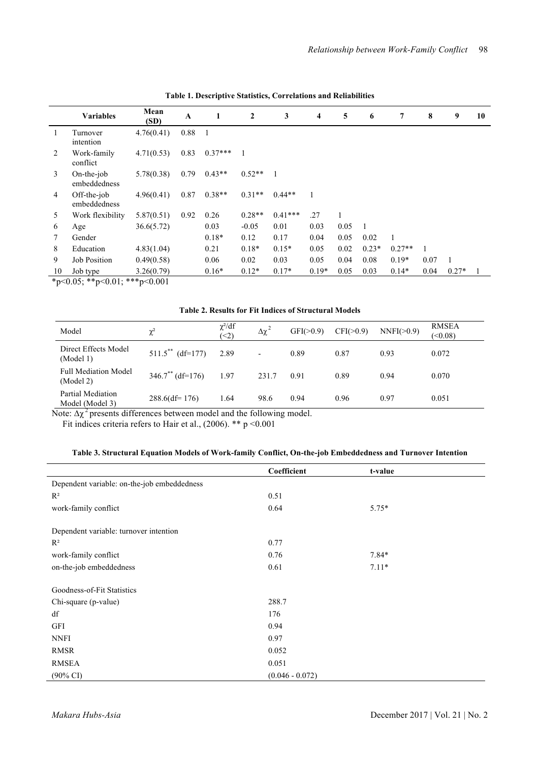**Table 1. Descriptive Statistics, Correlations and Reliabilities**

| | Variables | Mean (SD) | A | 1 | 2 | 3 | 4 | 5 | 6 | 7 | 8 | 9 | 10 |
|---|---|---|---|---|---|---|---|---|---|---|---|---|---|
| 1 | Turnover intention | 4.76(0.41) | 0.88 | 1 | | | | | | | | | |
| 2 | Work-family conflict | 4.71(0.53) | 0.83 | 0.37*** | 1 | | | | | | | | |
| 3 | On-the-job embeddedness | 5.78(0.38) | 0.79 | 0.43** | 0.52** | 1 | | | | | | | |
| 4 | Off-the-job embeddedness | 4.96(0.41) | 0.87 | 0.38** | 0.31** | 0.44** | 1 | | | | | | |
| 5 | Work flexibility | 5.87(0.51) | 0.92 | 0.26 | 0.28** | 0.41*** | .27 | 1 | | | | | |
| 6 | Age | 36.6(5.72) | | 0.03 | -0.05 | 0.01 | 0.03 | 0.05 | 1 | | | | |
| 7 | Gender | | | 0.18* | 0.12 | 0.17 | 0.04 | 0.05 | 0.02 | 1 | | | |
| 8 | Education | 4.83(1.04) | | 0.21 | 0.18* | 0.15* | 0.05 | 0.02 | 0.23* | 0.27** | 1 | | |
| 9 | Job Position | 0.49(0.58) | | 0.06 | 0.02 | 0.03 | 0.05 | 0.04 | 0.08 | 0.19* | 0.07 | 1 | |
| 10 | Job type | 3.26(0.79) | | 0.16* | 0.12* | 0.17* | 0.19* | 0.05 | 0.03 | 0.14* | 0.04 | 0.27* | 1 |

*p<0.05; **p<0.01; ***p<0.001

**Table 2. Results for Fit Indices of Structural Models**

| Model | $\chi^2$ | $\chi^2$/df (<2) | $\Delta\chi^2$ | GFI(>0.9) | CFI(>0.9) | NNFI(>0.9) | RMSEA (<0.08) |
|---|---|---|---|---|---|---|---|
| Direct Effects Model (Model 1) | $511.5^{**}$ (df=177) | 2.89 | - | 0.89 | 0.87 | 0.93 | 0.072 |
| Full Mediation Model (Model 2) | $346.7^{**}$ (df=176) | 1.97 | 231.7 | 0.91 | 0.89 | 0.94 | 0.070 |
| Partial Mediation Model (Model 3) | 288.6(df= 176) | 1.64 | 98.6 | 0.94 | 0.96 | 0.97 | 0.051 |

Note: $\Delta\chi^2$ presents differences between model and the following model.
Fit indices criteria refers to Hair et al., (2006). ** p <0.001

**Table 3. Structural Equation Models of Work-family Conflict, On-the-job Embeddedness and Turnover Intention**

| | Coefficient | t-value |
|---|---|---|
| Dependent variable: on-the-job embeddedness | | |
| $R^2$ | 0.51 | |
| work-family conflict | 0.64 | 5.75* |
| | | |
| Dependent variable: turnover intention | | |
| $R^2$ | 0.77 | |
| work-family conflict | 0.76 | 7.84* |
| on-the-job embeddedness | 0.61 | 7.11* |
| | | |
| Goodness-of-Fit Statistics | | |
| Chi-square (p-value) | 288.7 | |
| df | 176 | |
| GFI | 0.94 | |
| NNFI | 0.97 | |
| RMSR | 0.052 | |
| RMSEA | 0.051 | |
| (90% CI) | (0.046 - 0.072) | |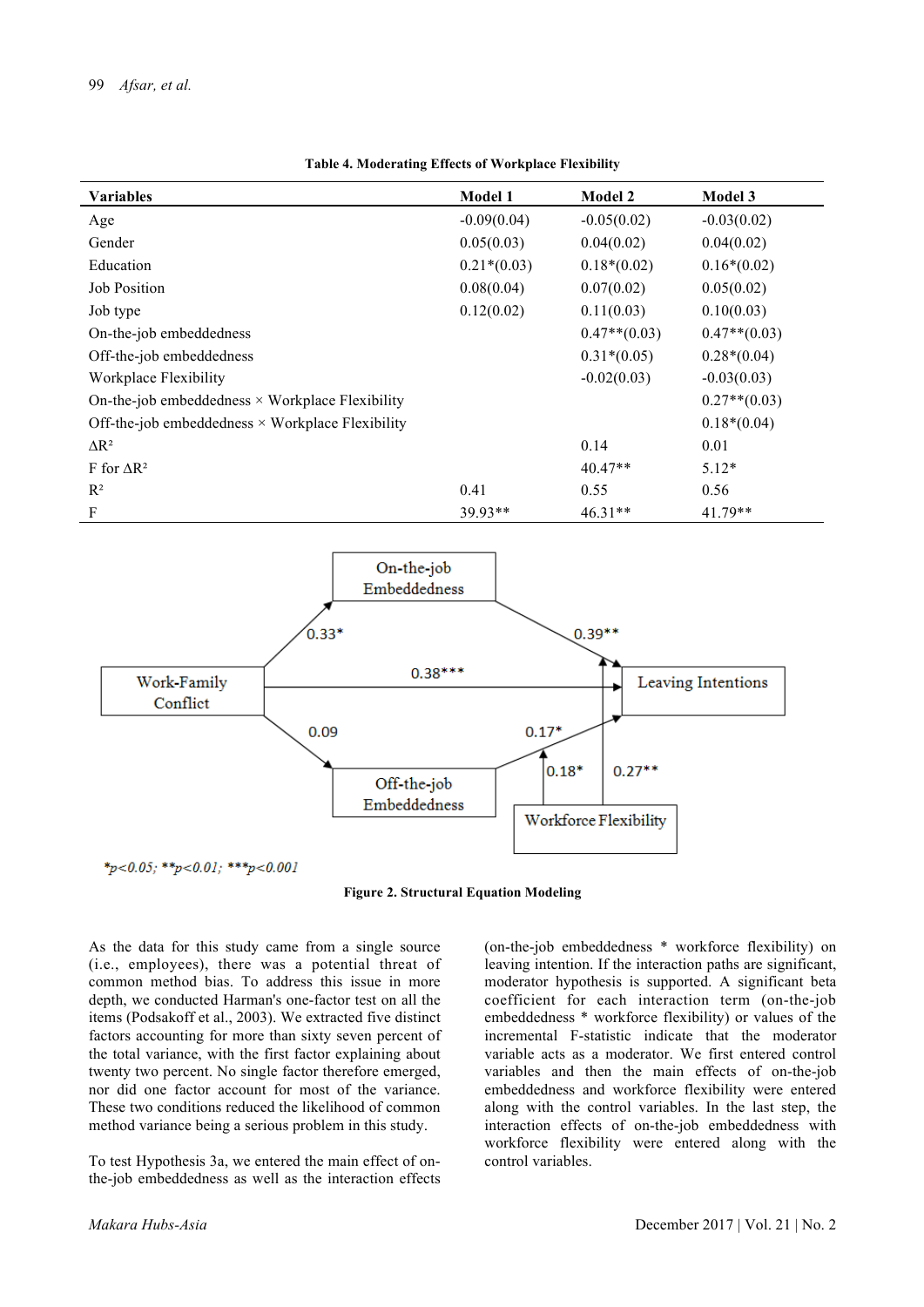**Table 4. Moderating Effects of Workplace Flexibility**

| Variables | Model 1 | Model 2 | Model 3 |
|---|---|---|---|
| Age | -0.09(0.04) | -0.05(0.02) | -0.03(0.02) |
| Gender | 0.05(0.03) | 0.04(0.02) | 0.04(0.02) |
| Education | 0.21*(0.03) | 0.18*(0.02) | 0.16*(0.02) |
| Job Position | 0.08(0.04) | 0.07(0.02) | 0.05(0.02) |
| Job type | 0.12(0.02) | 0.11(0.03) | 0.10(0.03) |
| On-the-job embeddedness | | 0.47**(0.03) | 0.47**(0.03) |
| Off-the-job embeddedness | | 0.31*(0.05) | 0.28*(0.04) |
| Workplace Flexibility | | -0.02(0.03) | -0.03(0.03) |
| On-the-job embeddedness × Workplace Flexibility | | | 0.27**(0.03) |
| Off-the-job embeddedness × Workplace Flexibility | | | 0.18*(0.04) |
| $\Delta R^2$ | | 0.14 | 0.01 |
| F for $\Delta R^2$ | | 40.47** | 5.12* |
| $R^2$ | 0.41 | 0.55 | 0.56 |
| F | 39.93** | 46.31** | 41.79** |

On-the-job Embeddedness

Work-Family Conflict

Leaving Intentions

Off-the-job Embeddedness

Workforce Flexibility

0.33*

0.39**

0.38***

0.09

0.17*

0.18*

0.27**

*$p<0.05$; **$p<0.01$; ***$p<0.001$

**Figure 2. Structural Equation Modeling**

As the data for this study came from a single source (i.e., employees), there was a potential threat of common method bias. To address this issue in more depth, we conducted Harman's one-factor test on all the items (Podsakoff et al., 2003). We extracted five distinct factors accounting for more than sixty seven percent of the total variance, with the first factor explaining about twenty two percent. No single factor therefore emerged, nor did one factor account for most of the variance. These two conditions reduced the likelihood of common method variance being a serious problem in this study.

To test Hypothesis 3a, we entered the main effect of on-the-job embeddedness as well as the interaction effects (on-the-job embeddedness * workforce flexibility) on leaving intention. If the interaction paths are significant, moderator hypothesis is supported. A significant beta coefficient for each interaction term (on-the-job embeddedness * workforce flexibility) or values of the incremental F-statistic indicate that the moderator variable acts as a moderator. We first entered control variables and then the main effects of on-the-job embeddedness and workforce flexibility were entered along with the control variables. In the last step, the interaction effects of on-the-job embeddedness with workforce flexibility were entered along with the control variables.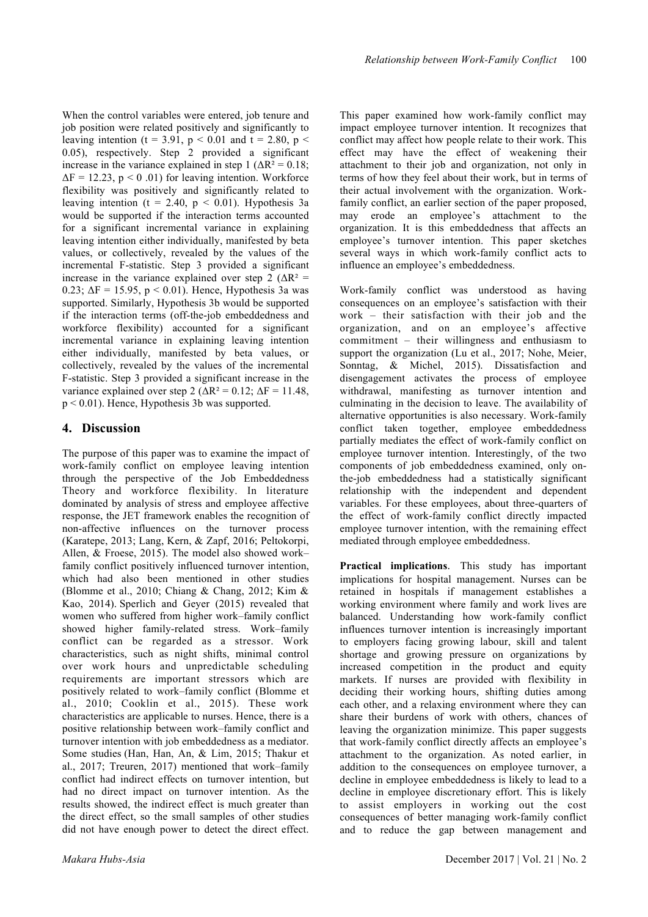When the control variables were entered, job tenure and job position were related positively and significantly to leaving intention ($t = 3.91$, $p < 0.01$ and $t = 2.80$, $p < 0.05$), respectively. Step 2 provided a significant increase in the variance explained in step 1 ($\Delta R^2 = 0.18$; $\Delta F = 12.23$, $p < 0 .01$) for leaving intention. Workforce flexibility was positively and significantly related to leaving intention ($t = 2.40$, $p < 0.01$). Hypothesis 3a would be supported if the interaction terms accounted for a significant incremental variance in explaining leaving intention either individually, manifested by beta values, or collectively, revealed by the values of the incremental F-statistic. Step 3 provided a significant increase in the variance explained over step 2 ($\Delta R^2 = 0.23$; $\Delta F = 15.95$, $p < 0.01$). Hence, Hypothesis 3a was supported. Similarly, Hypothesis 3b would be supported if the interaction terms (off-the-job embeddedness and workforce flexibility) accounted for a significant incremental variance in explaining leaving intention either individually, manifested by beta values, or collectively, revealed by the values of the incremental F-statistic. Step 3 provided a significant increase in the variance explained over step 2 ($\Delta R^2 = 0.12$; $\Delta F = 11.48$, $p < 0.01$). Hence, Hypothesis 3b was supported.

## 4. Discussion

The purpose of this paper was to examine the impact of work-family conflict on employee leaving intention through the perspective of the Job Embeddedness Theory and workforce flexibility. In literature dominated by analysis of stress and employee affective response, the JET framework enables the recognition of non-affective influences on the turnover process (Karatepe, 2013; Lang, Kern, & Zapf, 2016; Peltokorpi, Allen, & Froese, 2015). The model also showed work–family conflict positively influenced turnover intention, which had also been mentioned in other studies (Blomme et al., 2010; Chiang & Chang, 2012; Kim & Kao, 2014). Sperlich and Geyer (2015) revealed that women who suffered from higher work–family conflict showed higher family-related stress. Work–family conflict can be regarded as a stressor. Work characteristics, such as night shifts, minimal control over work hours and unpredictable scheduling requirements are important stressors which are positively related to work–family conflict (Blomme et al., 2010; Cooklin et al., 2015). These work characteristics are applicable to nurses. Hence, there is a positive relationship between work–family conflict and turnover intention with job embeddedness as a mediator. Some studies (Han, Han, An, & Lim, 2015; Thakur et al., 2017; Treuren, 2017) mentioned that work–family conflict had indirect effects on turnover intention, but had no direct impact on turnover intention. As the results showed, the indirect effect is much greater than the direct effect, so the small samples of other studies did not have enough power to detect the direct effect. This paper examined how work-family conflict may impact employee turnover intention. It recognizes that conflict may affect how people relate to their work. This effect may have the effect of weakening their attachment to their job and organization, not only in terms of how they feel about their work, but in terms of their actual involvement with the organization. Work-family conflict, an earlier section of the paper proposed, may erode an employee's attachment to the organization. It is this embeddedness that affects an employee's turnover intention. This paper sketches several ways in which work-family conflict acts to influence an employee's embeddedness.

Work-family conflict was understood as having consequences on an employee's satisfaction with their work – their satisfaction with their job and the organization, and on an employee's affective commitment – their willingness and enthusiasm to support the organization (Lu et al., 2017; Nohe, Meier, Sonntag, & Michel, 2015). Dissatisfaction and disengagement activates the process of employee withdrawal, manifesting as turnover intention and culminating in the decision to leave. The availability of alternative opportunities is also necessary. Work-family conflict taken together, employee embeddedness partially mediates the effect of work-family conflict on employee turnover intention. Interestingly, of the two components of job embeddedness examined, only on-the-job embeddedness had a statistically significant relationship with the independent and dependent variables. For these employees, about three-quarters of the effect of work-family conflict directly impacted employee turnover intention, with the remaining effect mediated through employee embeddedness.

**Practical implications**. This study has important implications for hospital management. Nurses can be retained in hospitals if management establishes a working environment where family and work lives are balanced. Understanding how work-family conflict influences turnover intention is increasingly important to employers facing growing labour, skill and talent shortage and growing pressure on organizations by increased competition in the product and equity markets. If nurses are provided with flexibility in deciding their working hours, shifting duties among each other, and a relaxing environment where they can share their burdens of work with others, chances of leaving the organization minimize. This paper suggests that work-family conflict directly affects an employee's attachment to the organization. As noted earlier, in addition to the consequences on employee turnover, a decline in employee embeddedness is likely to lead to a decline in employee discretionary effort. This is likely to assist employers in working out the cost consequences of better managing work-family conflict and to reduce the gap between management and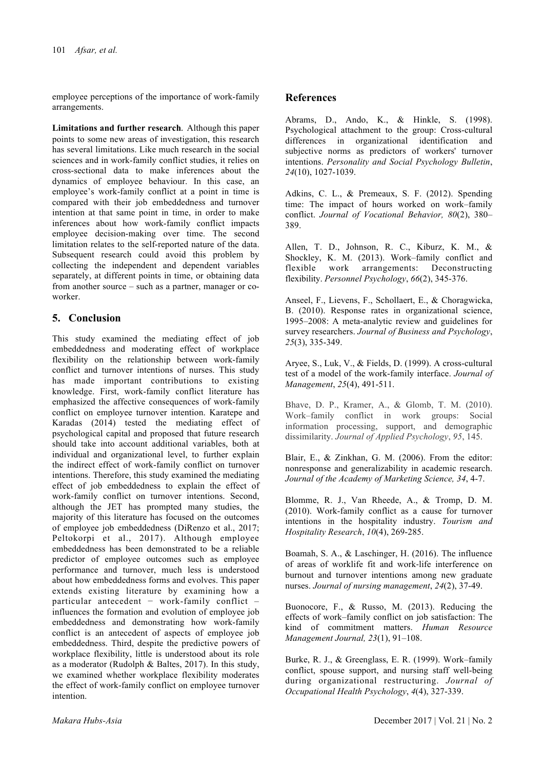employee perceptions of the importance of work-family arrangements.

**Limitations and further research**. Although this paper points to some new areas of investigation, this research has several limitations. Like much research in the social sciences and in work-family conflict studies, it relies on cross-sectional data to make inferences about the dynamics of employee behaviour. In this case, an employee's work-family conflict at a point in time is compared with their job embeddedness and turnover intention at that same point in time, in order to make inferences about how work-family conflict impacts employee decision-making over time. The second limitation relates to the self-reported nature of the data. Subsequent research could avoid this problem by collecting the independent and dependent variables separately, at different points in time, or obtaining data from another source – such as a partner, manager or co-worker.

## 5. Conclusion

This study examined the mediating effect of job embeddedness and moderating effect of workplace flexibility on the relationship between work-family conflict and turnover intentions of nurses. This study has made important contributions to existing knowledge. First, work-family conflict literature has emphasized the affective consequences of work-family conflict on employee turnover intention. Karatepe and Karadas (2014) tested the mediating effect of psychological capital and proposed that future research should take into account additional variables, both at individual and organizational level, to further explain the indirect effect of work-family conflict on turnover intentions. Therefore, this study examined the mediating effect of job embeddedness to explain the effect of work-family conflict on turnover intentions. Second, although the JET has prompted many studies, the majority of this literature has focused on the outcomes of employee job embeddedness (DiRenzo et al., 2017; Peltokorpi et al., 2017). Although employee embeddedness has been demonstrated to be a reliable predictor of employee outcomes such as employee performance and turnover, much less is understood about how embeddedness forms and evolves. This paper extends existing literature by examining how a particular antecedent − work-family conflict – influences the formation and evolution of employee job embeddedness and demonstrating how work-family conflict is an antecedent of aspects of employee job embeddedness. Third, despite the predictive powers of workplace flexibility, little is understood about its role as a moderator (Rudolph & Baltes, 2017). In this study, we examined whether workplace flexibility moderates the effect of work-family conflict on employee turnover intention.

## References

Abrams, D., Ando, K., & Hinkle, S. (1998). Psychological attachment to the group: Cross-cultural differences in organizational identification and subjective norms as predictors of workers' turnover intentions. *Personality and Social Psychology Bulletin*, *24*(10), 1027-1039.

Adkins, C. L., & Premeaux, S. F. (2012). Spending time: The impact of hours worked on work–family conflict. *Journal of Vocational Behavior, 80*(2), 380–389.

Allen, T. D., Johnson, R. C., Kiburz, K. M., & Shockley, K. M. (2013). Work–family conflict and flexible work arrangements: Deconstructing flexibility. *Personnel Psychology*, *66*(2), 345-376.

Anseel, F., Lievens, F., Schollaert, E., & Choragwicka, B. (2010). Response rates in organizational science, 1995–2008: A meta-analytic review and guidelines for survey researchers. *Journal of Business and Psychology*, *25*(3), 335-349.

Aryee, S., Luk, V., & Fields, D. (1999). A cross-cultural test of a model of the work-family interface. *Journal of Management*, *25*(4), 491-511.

Bhave, D. P., Kramer, A., & Glomb, T. M. (2010). Work–family conflict in work groups: Social information processing, support, and demographic dissimilarity. *Journal of Applied Psychology*, *95*, 145.

Blair, E., & Zinkhan, G. M. (2006). From the editor: nonresponse and generalizability in academic research. *Journal of the Academy of Marketing Science, 34*, 4-7.

Blomme, R. J., Van Rheede, A., & Tromp, D. M. (2010). Work-family conflict as a cause for turnover intentions in the hospitality industry. *Tourism and Hospitality Research*, *10*(4), 269-285.

Boamah, S. A., & Laschinger, H. (2016). The influence of areas of worklife fit and work-life interference on burnout and turnover intentions among new graduate nurses. *Journal of nursing management*, *24*(2), 37-49.

Buonocore, F., & Russo, M. (2013). Reducing the effects of work–family conflict on job satisfaction: The kind of commitment matters. *Human Resource Management Journal, 23*(1), 91–108.

Burke, R. J., & Greenglass, E. R. (1999). Work–family conflict, spouse support, and nursing staff well-being during organizational restructuring. *Journal of Occupational Health Psychology*, *4*(4), 327-339.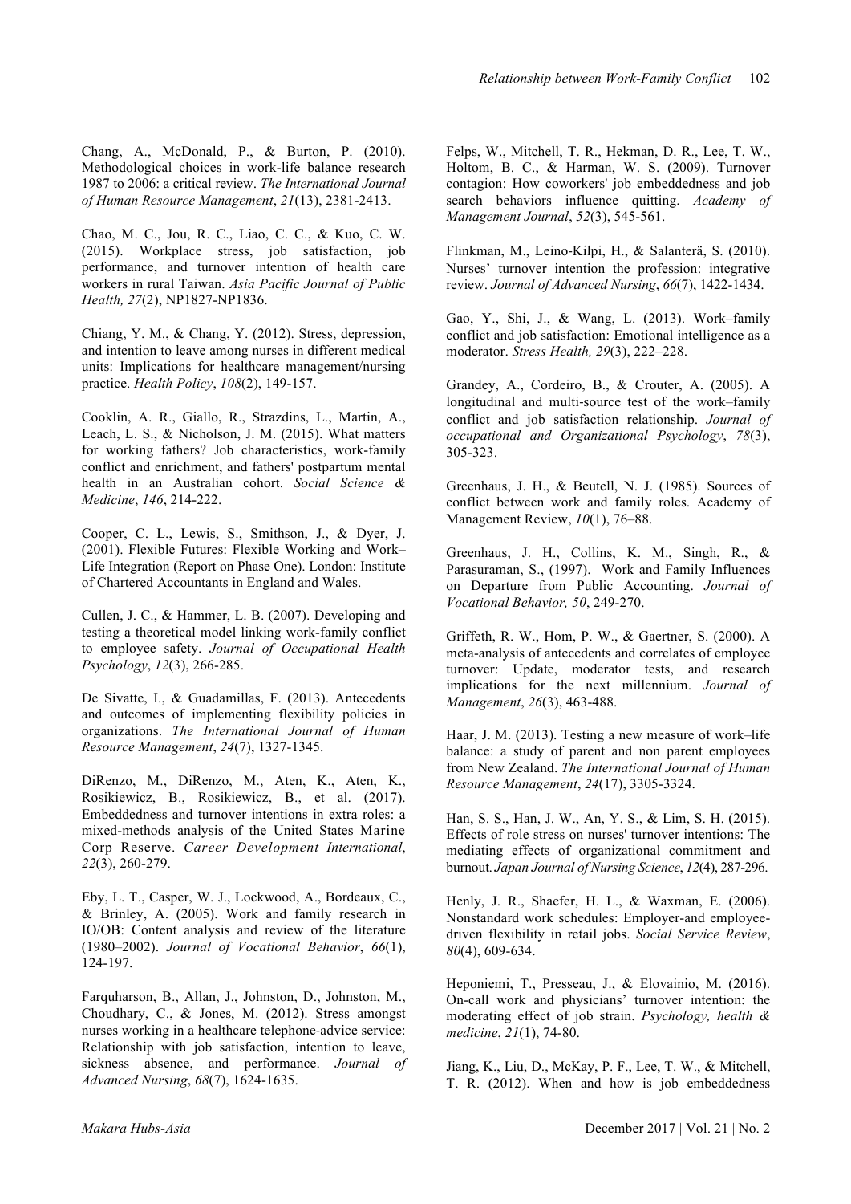Chang, A., McDonald, P., & Burton, P. (2010). Methodological choices in work-life balance research 1987 to 2006: a critical review. *The International Journal of Human Resource Management*, *21*(13), 2381-2413.

Chao, M. C., Jou, R. C., Liao, C. C., & Kuo, C. W. (2015). Workplace stress, job satisfaction, job performance, and turnover intention of health care workers in rural Taiwan. *Asia Pacific Journal of Public Health, 27*(2), NP1827-NP1836.

Chiang, Y. M., & Chang, Y. (2012). Stress, depression, and intention to leave among nurses in different medical units: Implications for healthcare management/nursing practice. *Health Policy*, *108*(2), 149-157.

Cooklin, A. R., Giallo, R., Strazdins, L., Martin, A., Leach, L. S., & Nicholson, J. M. (2015). What matters for working fathers? Job characteristics, work-family conflict and enrichment, and fathers' postpartum mental health in an Australian cohort. *Social Science & Medicine*, *146*, 214-222.

Cooper, C. L., Lewis, S., Smithson, J., & Dyer, J. (2001). Flexible Futures: Flexible Working and Work–Life Integration (Report on Phase One). London: Institute of Chartered Accountants in England and Wales.

Cullen, J. C., & Hammer, L. B. (2007). Developing and testing a theoretical model linking work-family conflict to employee safety. *Journal of Occupational Health Psychology*, *12*(3), 266-285.

De Sivatte, I., & Guadamillas, F. (2013). Antecedents and outcomes of implementing flexibility policies in organizations. *The International Journal of Human Resource Management*, *24*(7), 1327-1345.

DiRenzo, M., DiRenzo, M., Aten, K., Aten, K., Rosikiewicz, B., Rosikiewicz, B., et al. (2017). Embeddedness and turnover intentions in extra roles: a mixed-methods analysis of the United States Marine Corp Reserve. *Career Development International*, *22*(3), 260-279.

Eby, L. T., Casper, W. J., Lockwood, A., Bordeaux, C., & Brinley, A. (2005). Work and family research in IO/OB: Content analysis and review of the literature (1980–2002). *Journal of Vocational Behavior*, *66*(1), 124-197.

Farquharson, B., Allan, J., Johnston, D., Johnston, M., Choudhary, C., & Jones, M. (2012). Stress amongst nurses working in a healthcare telephone-advice service: Relationship with job satisfaction, intention to leave, sickness absence, and performance. *Journal of Advanced Nursing*, *68*(7), 1624-1635.

Felps, W., Mitchell, T. R., Hekman, D. R., Lee, T. W., Holtom, B. C., & Harman, W. S. (2009). Turnover contagion: How coworkers' job embeddedness and job search behaviors influence quitting. *Academy of Management Journal*, *52*(3), 545-561.

Flinkman, M., Leino-Kilpi, H., & Salanterä, S. (2010). Nurses' turnover intention the profession: integrative review. *Journal of Advanced Nursing*, *66*(7), 1422-1434.

Gao, Y., Shi, J., & Wang, L. (2013). Work–family conflict and job satisfaction: Emotional intelligence as a moderator. *Stress Health, 29*(3), 222–228.

Grandey, A., Cordeiro, B., & Crouter, A. (2005). A longitudinal and multi-source test of the work–family conflict and job satisfaction relationship. *Journal of occupational and Organizational Psychology*, *78*(3), 305-323.

Greenhaus, J. H., & Beutell, N. J. (1985). Sources of conflict between work and family roles. Academy of Management Review, *10*(1), 76–88.

Greenhaus, J. H., Collins, K. M., Singh, R., & Parasuraman, S., (1997). Work and Family Influences on Departure from Public Accounting. *Journal of Vocational Behavior, 50*, 249-270.

Griffeth, R. W., Hom, P. W., & Gaertner, S. (2000). A meta-analysis of antecedents and correlates of employee turnover: Update, moderator tests, and research implications for the next millennium. *Journal of Management*, *26*(3), 463-488.

Haar, J. M. (2013). Testing a new measure of work–life balance: a study of parent and non parent employees from New Zealand. *The International Journal of Human Resource Management*, *24*(17), 3305-3324.

Han, S. S., Han, J. W., An, Y. S., & Lim, S. H. (2015). Effects of role stress on nurses' turnover intentions: The mediating effects of organizational commitment and burnout. *Japan Journal of Nursing Science*, *12*(4), 287-296.

Henly, J. R., Shaefer, H. L., & Waxman, E. (2006). Nonstandard work schedules: Employer-and employee-driven flexibility in retail jobs. *Social Service Review*, *80*(4), 609-634.

Heponiemi, T., Presseau, J., & Elovainio, M. (2016). On-call work and physicians' turnover intention: the moderating effect of job strain. *Psychology, health & medicine*, *21*(1), 74-80.

Jiang, K., Liu, D., McKay, P. F., Lee, T. W., & Mitchell, T. R. (2012). When and how is job embeddedness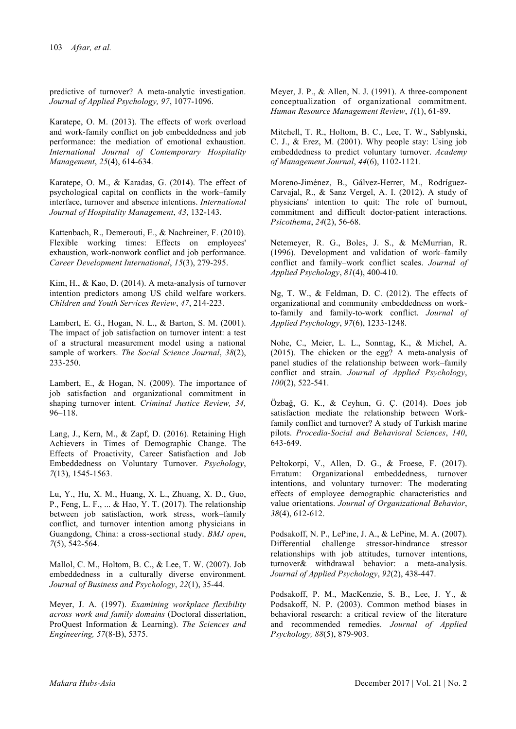predictive of turnover? A meta-analytic investigation. *Journal of Applied Psychology, 97*, 1077-1096.

Karatepe, O. M. (2013). The effects of work overload and work-family conflict on job embeddedness and job performance: the mediation of emotional exhaustion. *International Journal of Contemporary Hospitality Management*, *25*(4), 614-634.

Karatepe, O. M., & Karadas, G. (2014). The effect of psychological capital on conflicts in the work–family interface, turnover and absence intentions. *International Journal of Hospitality Management*, *43*, 132-143.

Kattenbach, R., Demerouti, E., & Nachreiner, F. (2010). Flexible working times: Effects on employees' exhaustion, work-nonwork conflict and job performance. *Career Development International*, *15*(3), 279-295.

Kim, H., & Kao, D. (2014). A meta-analysis of turnover intention predictors among US child welfare workers. *Children and Youth Services Review*, *47*, 214-223.

Lambert, E. G., Hogan, N. L., & Barton, S. M. (2001). The impact of job satisfaction on turnover intent: a test of a structural measurement model using a national sample of workers. *The Social Science Journal*, *38*(2), 233-250.

Lambert, E., & Hogan, N. (2009). The importance of job satisfaction and organizational commitment in shaping turnover intent. *Criminal Justice Review, 34,* 96–118.

Lang, J., Kern, M., & Zapf, D. (2016). Retaining High Achievers in Times of Demographic Change. The Effects of Proactivity, Career Satisfaction and Job Embeddedness on Voluntary Turnover. *Psychology*, *7*(13), 1545-1563.

Lu, Y., Hu, X. M., Huang, X. L., Zhuang, X. D., Guo, P., Feng, L. F., ... & Hao, Y. T. (2017). The relationship between job satisfaction, work stress, work–family conflict, and turnover intention among physicians in Guangdong, China: a cross-sectional study. *BMJ open*, *7*(5), 542-564.

Mallol, C. M., Holtom, B. C., & Lee, T. W. (2007). Job embeddedness in a culturally diverse environment. *Journal of Business and Psychology*, *22*(1), 35-44.

Meyer, J. A. (1997). *Examining workplace flexibility across work and family domains* (Doctoral dissertation, ProQuest Information & Learning). *The Sciences and Engineering, 57*(8-B), 5375.

Meyer, J. P., & Allen, N. J. (1991). A three-component conceptualization of organizational commitment. *Human Resource Management Review*, *1*(1), 61-89.

Mitchell, T. R., Holtom, B. C., Lee, T. W., Sablynski, C. J., & Erez, M. (2001). Why people stay: Using job embeddedness to predict voluntary turnover. *Academy of Management Journal*, *44*(6), 1102-1121.

Moreno-Jiménez, B., Gálvez-Herrer, M., Rodríguez-Carvajal, R., & Sanz Vergel, A. I. (2012). A study of physicians' intention to quit: The role of burnout, commitment and difficult doctor-patient interactions. *Psicothema*, *24*(2), 56-68.

Netemeyer, R. G., Boles, J. S., & McMurrian, R. (1996). Development and validation of work–family conflict and family–work conflict scales. *Journal of Applied Psychology*, *81*(4), 400-410.

Ng, T. W., & Feldman, D. C. (2012). The effects of organizational and community embeddedness on work-to-family and family-to-work conflict. *Journal of Applied Psychology*, *97*(6), 1233-1248.

Nohe, C., Meier, L. L., Sonntag, K., & Michel, A. (2015). The chicken or the egg? A meta-analysis of panel studies of the relationship between work–family conflict and strain. *Journal of Applied Psychology*, *100*(2), 522-541.

Özbağ, G. K., & Ceyhun, G. Ç. (2014). Does job satisfaction mediate the relationship between Work-family conflict and turnover? A study of Turkish marine pilots. *Procedia-Social and Behavioral Sciences*, *140*, 643-649.

Peltokorpi, V., Allen, D. G., & Froese, F. (2017). Erratum: Organizational embeddedness, turnover intentions, and voluntary turnover: The moderating effects of employee demographic characteristics and value orientations. *Journal of Organizational Behavior*, *38*(4), 612-612.

Podsakoff, N. P., LePine, J. A., & LePine, M. A. (2007). Differential challenge stressor-hindrance stressor relationships with job attitudes, turnover intentions, turnover& withdrawal behavior: a meta-analysis. *Journal of Applied Psychology*, *92*(2), 438-447.

Podsakoff, P. M., MacKenzie, S. B., Lee, J. Y., & Podsakoff, N. P. (2003). Common method biases in behavioral research: a critical review of the literature and recommended remedies. *Journal of Applied Psychology, 88*(5), 879-903.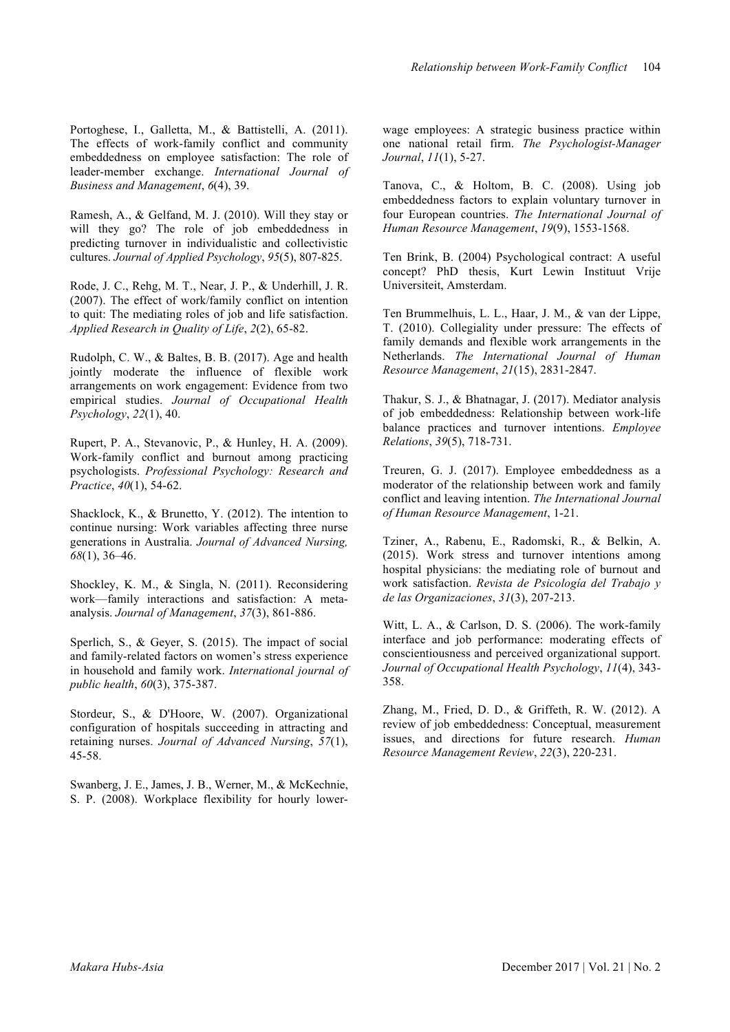Portoghese, I., Galletta, M., & Battistelli, A. (2011). The effects of work-family conflict and community embeddedness on employee satisfaction: The role of leader-member exchange. *International Journal of Business and Management*, *6*(4), 39.

Ramesh, A., & Gelfand, M. J. (2010). Will they stay or will they go? The role of job embeddedness in predicting turnover in individualistic and collectivistic cultures. *Journal of Applied Psychology*, *95*(5), 807-825.

Rode, J. C., Rehg, M. T., Near, J. P., & Underhill, J. R. (2007). The effect of work/family conflict on intention to quit: The mediating roles of job and life satisfaction. *Applied Research in Quality of Life*, *2*(2), 65-82.

Rudolph, C. W., & Baltes, B. B. (2017). Age and health jointly moderate the influence of flexible work arrangements on work engagement: Evidence from two empirical studies. *Journal of Occupational Health Psychology*, *22*(1), 40.

Rupert, P. A., Stevanovic, P., & Hunley, H. A. (2009). Work-family conflict and burnout among practicing psychologists. *Professional Psychology: Research and Practice*, *40*(1), 54-62.

Shacklock, K., & Brunetto, Y. (2012). The intention to continue nursing: Work variables affecting three nurse generations in Australia. *Journal of Advanced Nursing, 68*(1), 36–46.

Shockley, K. M., & Singla, N. (2011). Reconsidering work—family interactions and satisfaction: A meta-analysis. *Journal of Management*, *37*(3), 861-886.

Sperlich, S., & Geyer, S. (2015). The impact of social and family-related factors on women's stress experience in household and family work. *International journal of public health*, *60*(3), 375-387.

Stordeur, S., & D'Hoore, W. (2007). Organizational configuration of hospitals succeeding in attracting and retaining nurses. *Journal of Advanced Nursing*, *57*(1), 45-58.

Swanberg, J. E., James, J. B., Werner, M., & McKechnie, S. P. (2008). Workplace flexibility for hourly lower-wage employees: A strategic business practice within one national retail firm. *The Psychologist-Manager Journal*, *11*(1), 5-27.

Tanova, C., & Holtom, B. C. (2008). Using job embeddedness factors to explain voluntary turnover in four European countries. *The International Journal of Human Resource Management*, *19*(9), 1553-1568.

Ten Brink, B. (2004) Psychological contract: A useful concept? PhD thesis, Kurt Lewin Instituut Vrije Universiteit, Amsterdam.

Ten Brummelhuis, L. L., Haar, J. M., & van der Lippe, T. (2010). Collegiality under pressure: The effects of family demands and flexible work arrangements in the Netherlands. *The International Journal of Human Resource Management*, *21*(15), 2831-2847.

Thakur, S. J., & Bhatnagar, J. (2017). Mediator analysis of job embeddedness: Relationship between work-life balance practices and turnover intentions. *Employee Relations*, *39*(5), 718-731.

Treuren, G. J. (2017). Employee embeddedness as a moderator of the relationship between work and family conflict and leaving intention. *The International Journal of Human Resource Management*, 1-21.

Tziner, A., Rabenu, E., Radomski, R., & Belkin, A. (2015). Work stress and turnover intentions among hospital physicians: the mediating role of burnout and work satisfaction. *Revista de Psicología del Trabajo y de las Organizaciones*, *31*(3), 207-213.

Witt, L. A., & Carlson, D. S. (2006). The work-family interface and job performance: moderating effects of conscientiousness and perceived organizational support. *Journal of Occupational Health Psychology*, *11*(4), 343-358.

Zhang, M., Fried, D. D., & Griffeth, R. W. (2012). A review of job embeddedness: Conceptual, measurement issues, and directions for future research. *Human Resource Management Review*, *22*(3), 220-231.